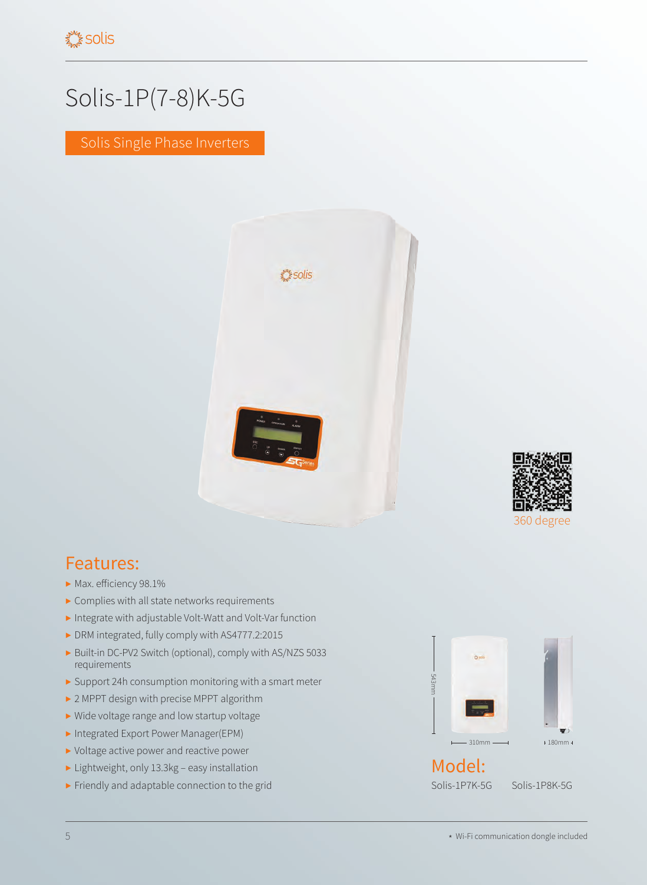# Solis-1P(7-8)K-5G

Solis Single Phase Inverters

360 degree

## Features:

- Max. efficiency 98.1%
- Complies with all state networks requirements
- Integrate with adjustable Volt-Watt and Volt-Var function
- DRM integrated, fully comply with AS4777.2:2015
- Built-in DC-PV2 Switch (optional), comply with AS/NZS 5033 requirements
- Support 24h consumption monitoring with a smart meter
- 2 MPPT design with precise MPPT algorithm
- Wide voltage range and low startup voltage
- Integrated Export Power Manager(EPM)
- Voltage active power and reactive power
- Lightweight, only 13.3kg – easy installation
- Friendly and adaptable connection to the grid

543mm

310mm

180mm

## Model:

Solis-1P7K-5G    Solis-1P8K-5G

* Wi-Fi communication dongle included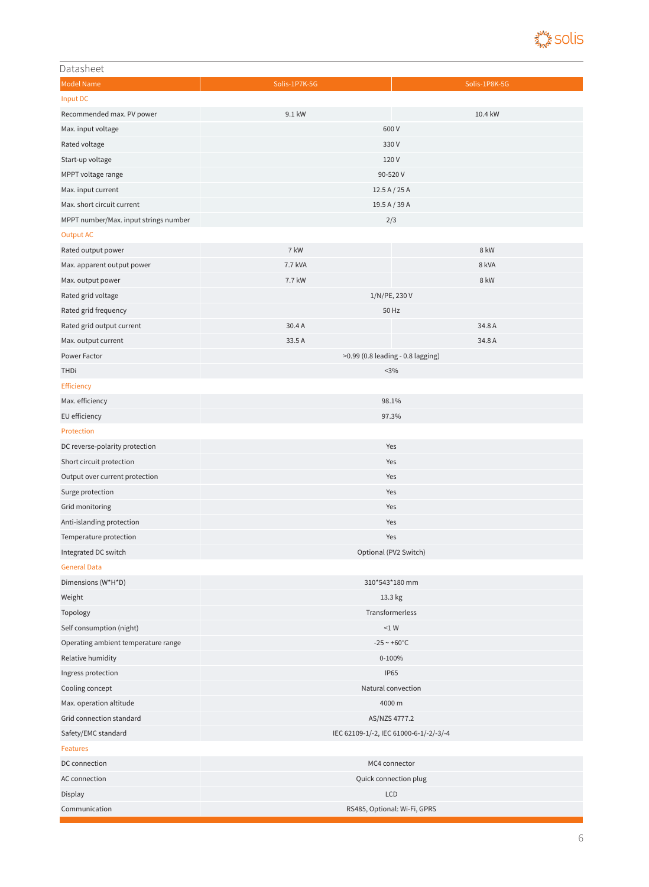## Datasheet

| Model Name | Solis-1P7K-5G | Solis-1P8K-5G |
| --- | --- | --- |
| **Input DC** | | |
| Recommended max. PV power | 9.1 kW | 10.4 kW |
| Max. input voltage | 600 V | |
| Rated voltage | 330 V | |
| Start-up voltage | 120 V | |
| MPPT voltage range | 90-520 V | |
| Max. input current | 12.5 A / 25 A | |
| Max. short circuit current | 19.5 A / 39 A | |
| MPPT number/Max. input strings number | 2/3 | |
| **Output AC** | | |
| Rated output power | 7 kW | 8 kW |
| Max. apparent output power | 7.7 kVA | 8 kVA |
| Max. output power | 7.7 kW | 8 kW |
| Rated grid voltage | 1/N/PE, 230 V | |
| Rated grid frequency | 50 Hz | |
| Rated grid output current | 30.4 A | 34.8 A |
| Max. output current | 33.5 A | 34.8 A |
| Power Factor | >0.99 (0.8 leading - 0.8 lagging) | |
| THDi | <3% | |
| **Efficiency** | | |
| Max. efficiency | 98.1% | |
| EU efficiency | 97.3% | |
| **Protection** | | |
| DC reverse-polarity protection | Yes | |
| Short circuit protection | Yes | |
| Output over current protection | Yes | |
| Surge protection | Yes | |
| Grid monitoring | Yes | |
| Anti-islanding protection | Yes | |
| Temperature protection | Yes | |
| Integrated DC switch | Optional (PV2 Switch) | |
| **General Data** | | |
| Dimensions (W*H*D) | 310*543*180 mm | |
| Weight | 13.3 kg | |
| Topology | Transformerless | |
| Self consumption (night) | <1 W | |
| Operating ambient temperature range | -25 ~ +60°C | |
| Relative humidity | 0-100% | |
| Ingress protection | IP65 | |
| Cooling concept | Natural convection | |
| Max. operation altitude | 4000 m | |
| Grid connection standard | AS/NZS 4777.2 | |
| Safety/EMC standard | IEC 62109-1/-2, IEC 61000-6-1/-2/-3/-4 | |
| **Features** | | |
| DC connection | MC4 connector | |
| AC connection | Quick connection plug | |
| Display | LCD | |
| Communication | RS485, Optional: Wi-Fi, GPRS | |